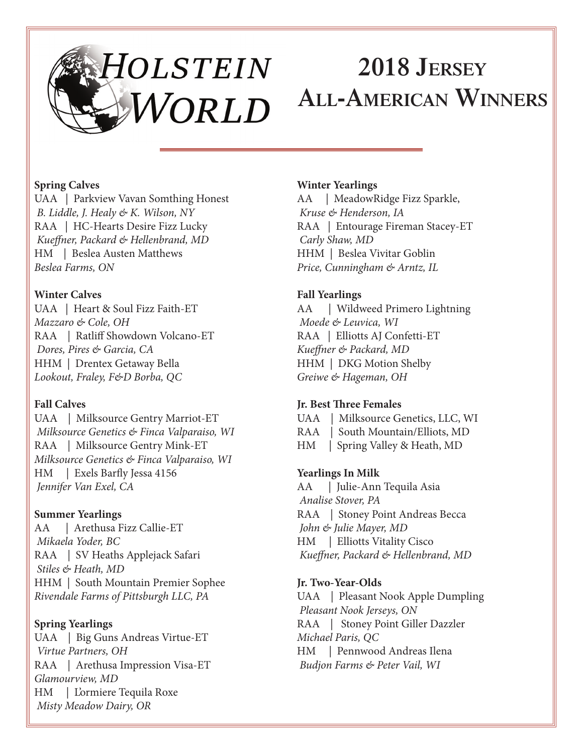# Holstein World

# 2018 Jersey All-American Winners

**Spring Calves**
UAA | Parkview Vavan Somthing Honest
*B. Liddle, J. Healy & K. Wilson, NY*
RAA | HC-Hearts Desire Fizz Lucky
*Kueffner, Packard & Hellenbrand, MD*
HM | Beslea Austen Matthews
*Beslea Farms, ON*

**Winter Calves**
UAA | Heart & Soul Fizz Faith-ET
*Mazzaro & Cole, OH*
RAA | Ratliff Showdown Volcano-ET
*Dores, Pires & Garcia, CA*
HHM | Drentex Getaway Bella
*Lookout, Fraley, F&D Borba, QC*

**Fall Calves**
UAA | Milksource Gentry Marriot-ET
*Milksource Genetics & Finca Valparaiso, WI*
RAA | Milksource Gentry Mink-ET
*Milksource Genetics & Finca Valparaiso, WI*
HM | Exels Barfly Jessa 4156
*Jennifer Van Exel, CA*

**Summer Yearlings**
AA | Arethusa Fizz Callie-ET
*Mikaela Yoder, BC*
RAA | SV Heaths Applejack Safari
*Stiles & Heath, MD*
HHM | South Mountain Premier Sophee
*Rivendale Farms of Pittsburgh LLC, PA*

**Spring Yearlings**
UAA | Big Guns Andreas Virtue-ET
*Virtue Partners, OH*
RAA | Arethusa Impression Visa-ET
*Glamourview, MD*
HM | L'ormiere Tequila Roxe
*Misty Meadow Dairy, OR*

**Winter Yearlings**
AA | MeadowRidge Fizz Sparkle,
*Kruse & Henderson, IA*
RAA | Entourage Fireman Stacey-ET
*Carly Shaw, MD*
HHM | Beslea Vivitar Goblin
*Price, Cunningham & Arntz, IL*

**Fall Yearlings**
AA | Wildweed Primero Lightning
*Moede & Leuvica, WI*
RAA | Elliotts AJ Confetti-ET
*Kueffner & Packard, MD*
HHM | DKG Motion Shelby
*Greiwe & Hageman, OH*

**Jr. Best Three Females**
UAA | Milksource Genetics, LLC, WI
RAA | South Mountain/Elliots, MD
HM | Spring Valley & Heath, MD

**Yearlings In Milk**
AA | Julie-Ann Tequila Asia
*Analise Stover, PA*
RAA | Stoney Point Andreas Becca
*John & Julie Mayer, MD*
HM | Elliotts Vitality Cisco
*Kueffner, Packard & Hellenbrand, MD*

**Jr. Two-Year-Olds**
UAA | Pleasant Nook Apple Dumpling
*Pleasant Nook Jerseys, ON*
RAA | Stoney Point Giller Dazzler
*Michael Paris, QC*
HM | Pennwood Andreas Ilena
*Budjon Farms & Peter Vail, WI*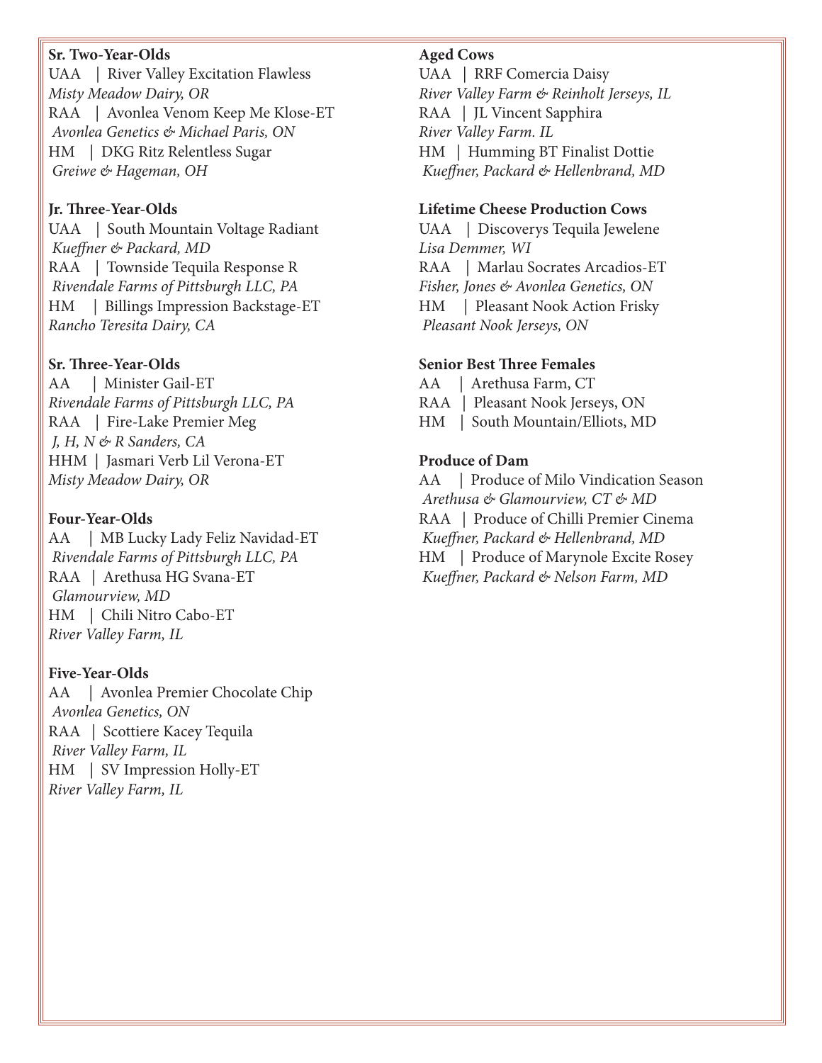**Sr. Two-Year-Olds**
UAA | River Valley Excitation Flawless
*Misty Meadow Dairy, OR*
RAA | Avonlea Venom Keep Me Klose-ET
*Avonlea Genetics & Michael Paris, ON*
HM | DKG Ritz Relentless Sugar
*Greiwe & Hageman, OH*

**Jr. Three-Year-Olds**
UAA | South Mountain Voltage Radiant
*Kueffner & Packard, MD*
RAA | Townside Tequila Response R
*Rivendale Farms of Pittsburgh LLC, PA*
HM | Billings Impression Backstage-ET
*Rancho Teresita Dairy, CA*

**Sr. Three-Year-Olds**
AA | Minister Gail-ET
*Rivendale Farms of Pittsburgh LLC, PA*
RAA | Fire-Lake Premier Meg
*J, H, N & R Sanders, CA*
HHM | Jasmari Verb Lil Verona-ET
*Misty Meadow Dairy, OR*

**Four-Year-Olds**
AA | MB Lucky Lady Feliz Navidad-ET
*Rivendale Farms of Pittsburgh LLC, PA*
RAA | Arethusa HG Svana-ET
*Glamourview, MD*
HM | Chili Nitro Cabo-ET
*River Valley Farm, IL*

**Five-Year-Olds**
AA | Avonlea Premier Chocolate Chip
*Avonlea Genetics, ON*
RAA | Scottiere Kacey Tequila
*River Valley Farm, IL*
HM | SV Impression Holly-ET
*River Valley Farm, IL*

**Aged Cows**
UAA | RRF Comercia Daisy
*River Valley Farm & Reinholt Jerseys, IL*
RAA | JL Vincent Sapphira
*River Valley Farm. IL*
HM | Humming BT Finalist Dottie
*Kueffner, Packard & Hellenbrand, MD*

**Lifetime Cheese Production Cows**
UAA | Discoverys Tequila Jewelene
*Lisa Demmer, WI*
RAA | Marlau Socrates Arcadios-ET
*Fisher, Jones & Avonlea Genetics, ON*
HM | Pleasant Nook Action Frisky
*Pleasant Nook Jerseys, ON*

**Senior Best Three Females**
AA | Arethusa Farm, CT
RAA | Pleasant Nook Jerseys, ON
HM | South Mountain/Elliots, MD

**Produce of Dam**
AA | Produce of Milo Vindication Season
*Arethusa & Glamourview, CT & MD*
RAA | Produce of Chilli Premier Cinema
*Kueffner, Packard & Hellenbrand, MD*
HM | Produce of Marynole Excite Rosey
*Kueffner, Packard & Nelson Farm, MD*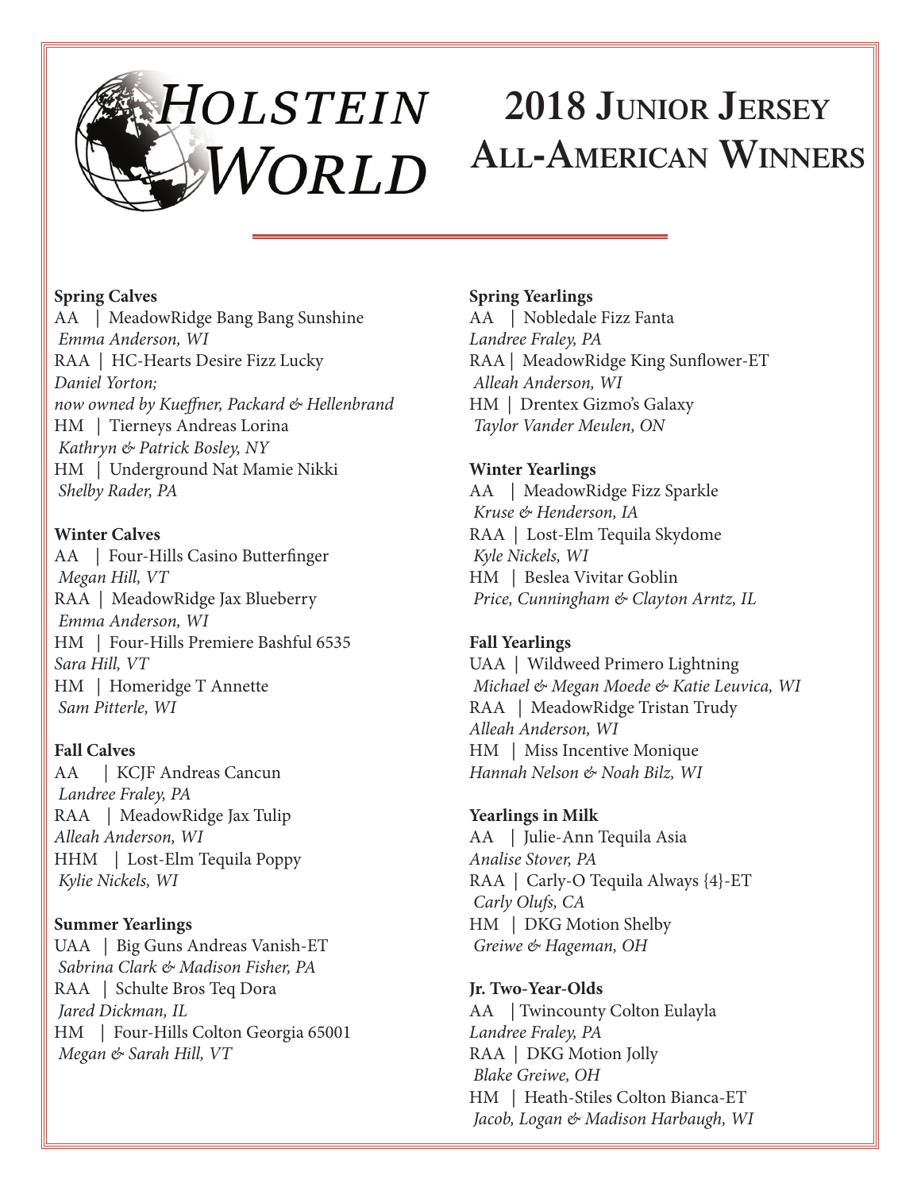# Holstein World

# 2018 Junior Jersey All-American Winners

**Spring Calves**
AA | MeadowRidge Bang Bang Sunshine
*Emma Anderson, WI*
RAA | HC-Hearts Desire Fizz Lucky
*Daniel Yorton;*
*now owned by Kueffner, Packard & Hellenbrand*
HM | Tierneys Andreas Lorina
*Kathryn & Patrick Bosley, NY*
HM | Underground Nat Mamie Nikki
*Shelby Rader, PA*

**Winter Calves**
AA | Four-Hills Casino Butterfinger
*Megan Hill, VT*
RAA | MeadowRidge Jax Blueberry
*Emma Anderson, WI*
HM | Four-Hills Premiere Bashful 6535
*Sara Hill, VT*
HM | Homeridge T Annette
*Sam Pitterle, WI*

**Fall Calves**
AA | KCJF Andreas Cancun
*Landree Fraley, PA*
RAA | MeadowRidge Jax Tulip
*Alleah Anderson, WI*
HHM | Lost-Elm Tequila Poppy
*Kylie Nickels, WI*

**Summer Yearlings**
UAA | Big Guns Andreas Vanish-ET
*Sabrina Clark & Madison Fisher, PA*
RAA | Schulte Bros Teq Dora
*Jared Dickman, IL*
HM | Four-Hills Colton Georgia 65001
*Megan & Sarah Hill, VT*

**Spring Yearlings**
AA | Nobledale Fizz Fanta
*Landree Fraley, PA*
RAA | MeadowRidge King Sunflower-ET
*Alleah Anderson, WI*
HM | Drentex Gizmo's Galaxy
*Taylor Vander Meulen, ON*

**Winter Yearlings**
AA | MeadowRidge Fizz Sparkle
*Kruse & Henderson, IA*
RAA | Lost-Elm Tequila Skydome
*Kyle Nickels, WI*
HM | Beslea Vivitar Goblin
*Price, Cunningham & Clayton Arntz, IL*

**Fall Yearlings**
UAA | Wildweed Primero Lightning
*Michael & Megan Moede & Katie Leuvica, WI*
RAA | MeadowRidge Tristan Trudy
*Alleah Anderson, WI*
HM | Miss Incentive Monique
*Hannah Nelson & Noah Bilz, WI*

**Yearlings in Milk**
AA | Julie-Ann Tequila Asia
*Analise Stover, PA*
RAA | Carly-O Tequila Always {4}-ET
*Carly Olufs, CA*
HM | DKG Motion Shelby
*Greiwe & Hageman, OH*

**Jr. Two-Year-Olds**
AA | Twincounty Colton Eulayla
*Landree Fraley, PA*
RAA | DKG Motion Jolly
*Blake Greiwe, OH*
HM | Heath-Stiles Colton Bianca-ET
*Jacob, Logan & Madison Harbaugh, WI*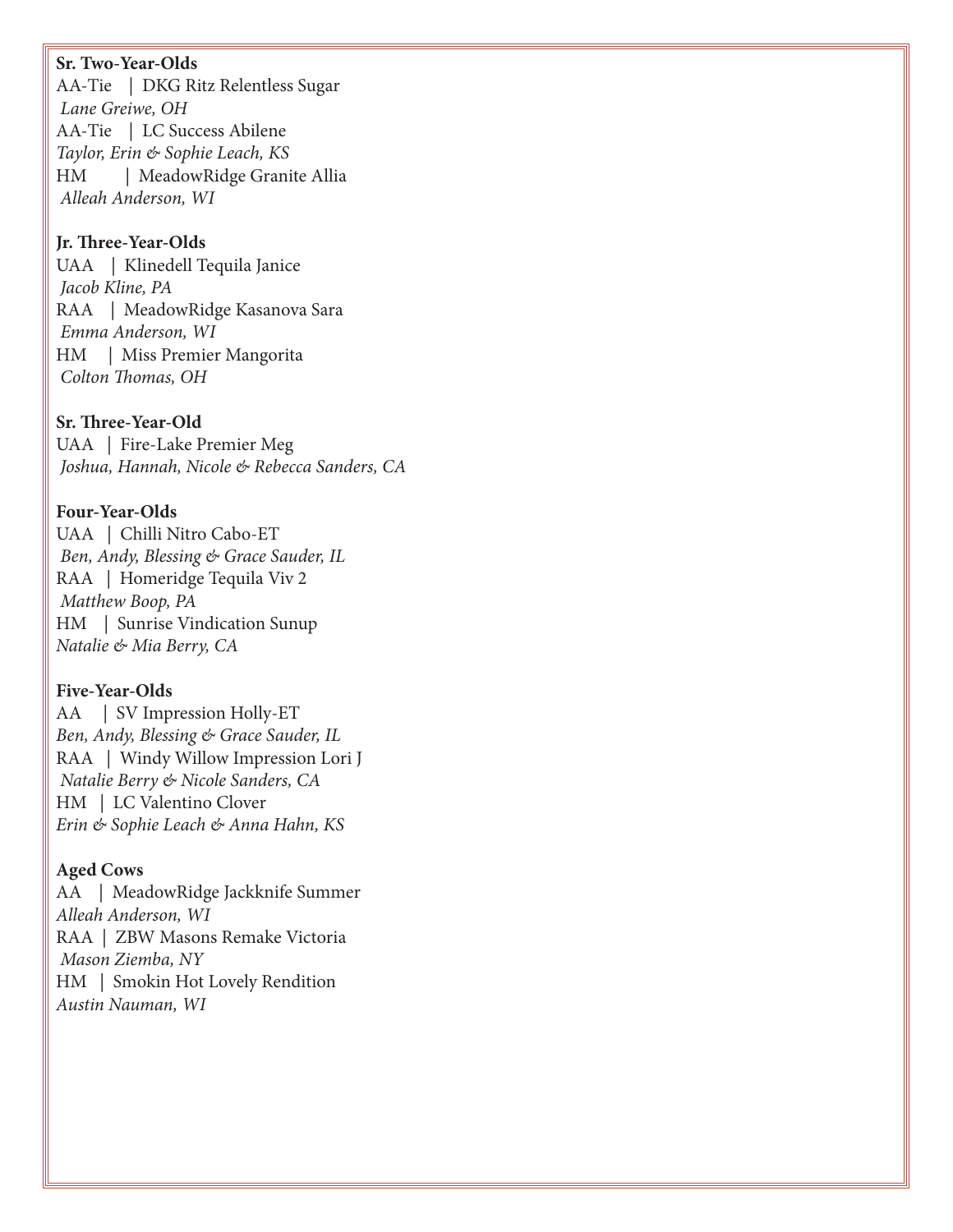**Sr. Two-Year-Olds**

AA-Tie | DKG Ritz Relentless Sugar
*Lane Greiwe, OH*
AA-Tie | LC Success Abilene
*Taylor, Erin & Sophie Leach, KS*
HM | MeadowRidge Granite Allia
*Alleah Anderson, WI*

**Jr. Three-Year-Olds**

UAA | Klinedell Tequila Janice
*Jacob Kline, PA*
RAA | MeadowRidge Kasanova Sara
*Emma Anderson, WI*
HM | Miss Premier Mangorita
*Colton Thomas, OH*

**Sr. Three-Year-Old**

UAA | Fire-Lake Premier Meg
*Joshua, Hannah, Nicole & Rebecca Sanders, CA*

**Four-Year-Olds**

UAA | Chilli Nitro Cabo-ET
*Ben, Andy, Blessing & Grace Sauder, IL*
RAA | Homeridge Tequila Viv 2
*Matthew Boop, PA*
HM | Sunrise Vindication Sunup
*Natalie & Mia Berry, CA*

**Five-Year-Olds**

AA | SV Impression Holly-ET
*Ben, Andy, Blessing & Grace Sauder, IL*
RAA | Windy Willow Impression Lori J
*Natalie Berry & Nicole Sanders, CA*
HM | LC Valentino Clover
*Erin & Sophie Leach & Anna Hahn, KS*

**Aged Cows**

AA | MeadowRidge Jackknife Summer
*Alleah Anderson, WI*
RAA | ZBW Masons Remake Victoria
*Mason Ziemba, NY*
HM | Smokin Hot Lovely Rendition
*Austin Nauman, WI*